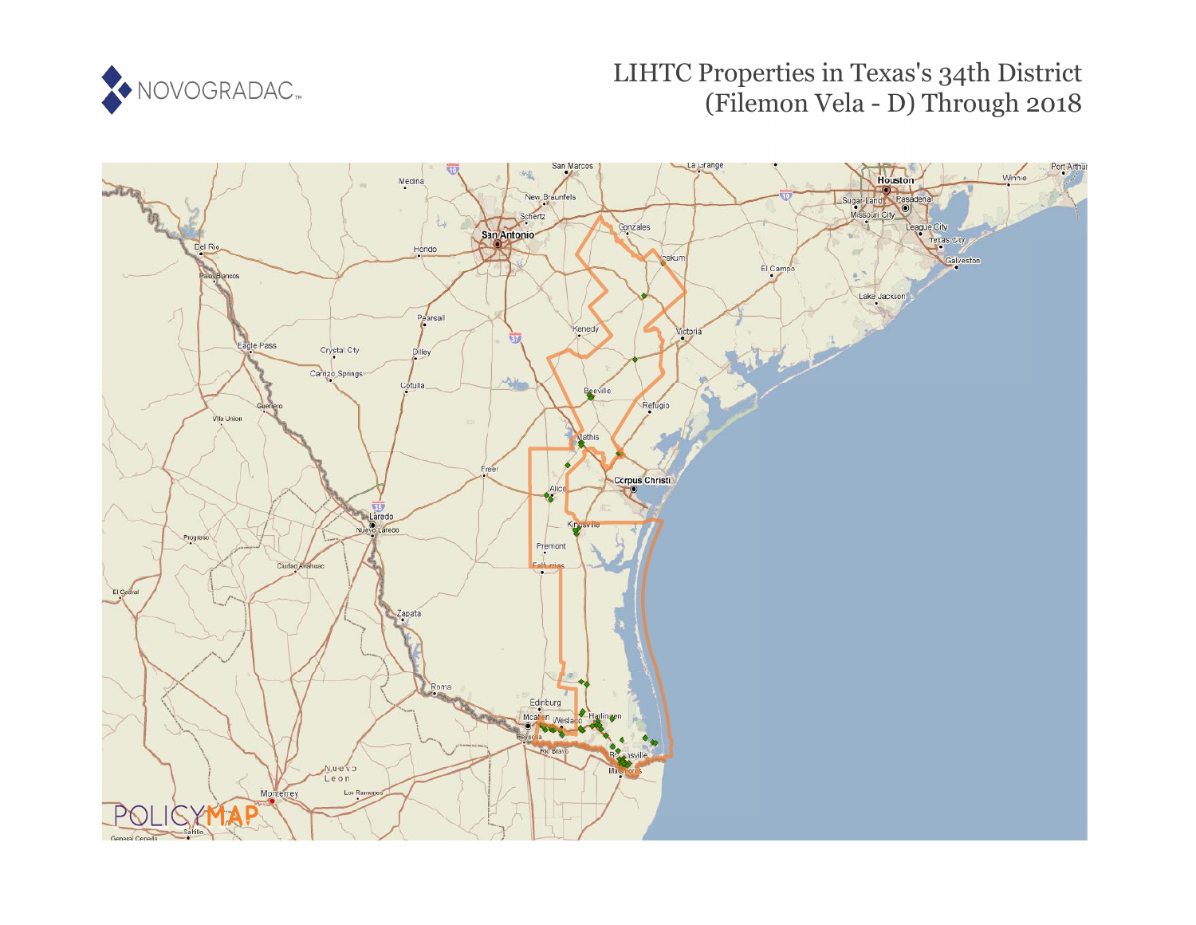NOVOGRADAC

# LIHTC Properties in Texas's 34th District (Filemon Vela - D) Through 2018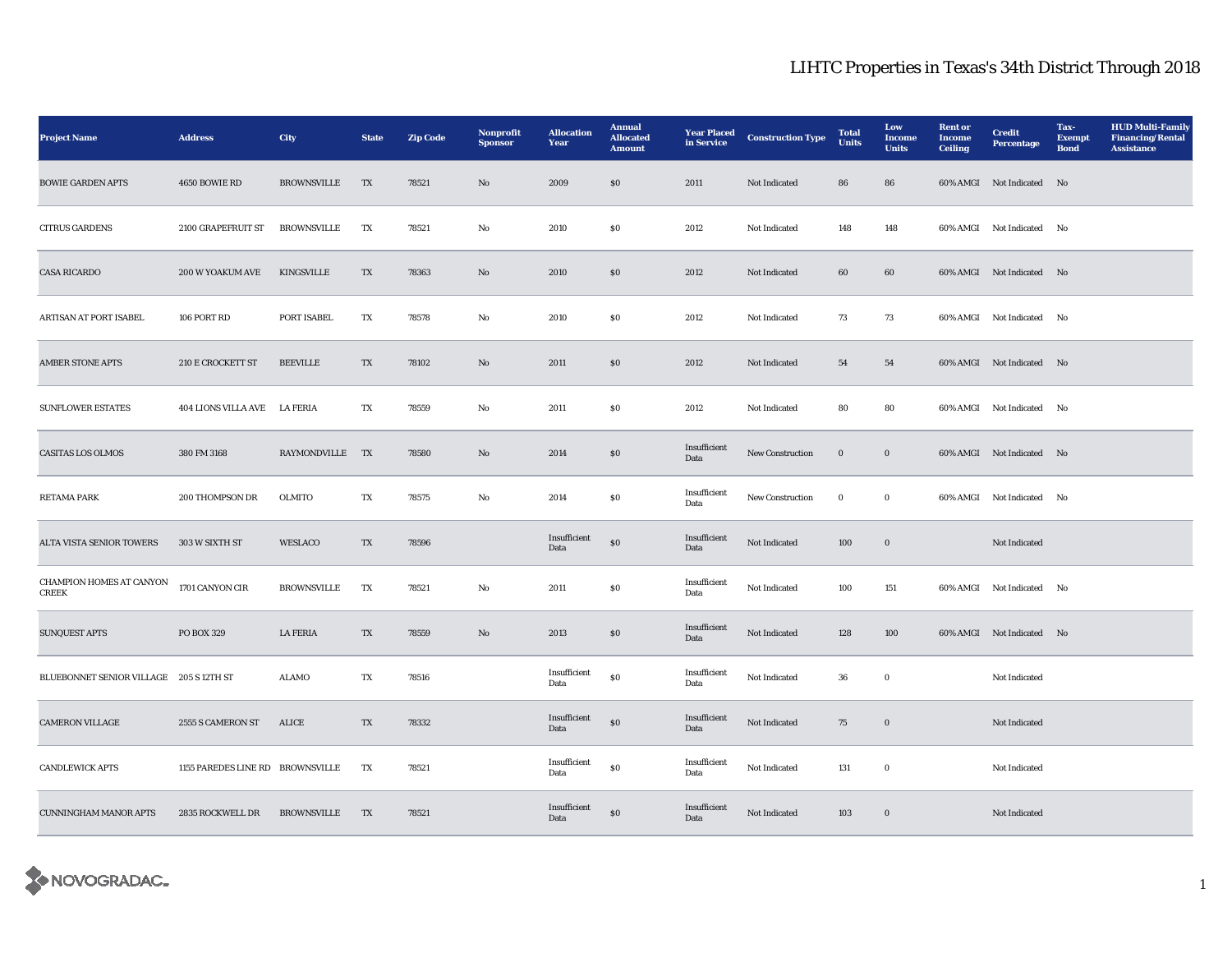# LIHTC Properties in Texas's 34th District Through 2018

| Project Name | Address | City | State | Zip Code | Nonprofit Sponsor | Allocation Year | Annual Allocated Amount | Year Placed in Service | Construction Type | Total Units | Low Income Units | Rent or Income Ceiling | Credit Percentage | Tax-Exempt Bond | HUD Multi-Family Financing/Rental Assistance |
|---|---|---|---|---|---|---|---|---|---|---|---|---|---|---|---|
| BOWIE GARDEN APTS | 4650 BOWIE RD | BROWNSVILLE | TX | 78521 | No | 2009 | $0 | 2011 | Not Indicated | 86 | 86 | 60% AMGI | Not Indicated | No | |
| CITRUS GARDENS | 2100 GRAPEFRUIT ST | BROWNSVILLE | TX | 78521 | No | 2010 | $0 | 2012 | Not Indicated | 148 | 148 | 60% AMGI | Not Indicated | No | |
| CASA RICARDO | 200 W YOAKUM AVE | KINGSVILLE | TX | 78363 | No | 2010 | $0 | 2012 | Not Indicated | 60 | 60 | 60% AMGI | Not Indicated | No | |
| ARTISAN AT PORT ISABEL | 106 PORT RD | PORT ISABEL | TX | 78578 | No | 2010 | $0 | 2012 | Not Indicated | 73 | 73 | 60% AMGI | Not Indicated | No | |
| AMBER STONE APTS | 210 E CROCKETT ST | BEEVILLE | TX | 78102 | No | 2011 | $0 | 2012 | Not Indicated | 54 | 54 | 60% AMGI | Not Indicated | No | |
| SUNFLOWER ESTATES | 404 LIONS VILLA AVE | LA FERIA | TX | 78559 | No | 2011 | $0 | 2012 | Not Indicated | 80 | 80 | 60% AMGI | Not Indicated | No | |
| CASITAS LOS OLMOS | 380 FM 3168 | RAYMONDVILLE | TX | 78580 | No | 2014 | $0 | Insufficient Data | New Construction | 0 | 0 | 60% AMGI | Not Indicated | No | |
| RETAMA PARK | 200 THOMPSON DR | OLMITO | TX | 78575 | No | 2014 | $0 | Insufficient Data | New Construction | 0 | 0 | 60% AMGI | Not Indicated | No | |
| ALTA VISTA SENIOR TOWERS | 303 W SIXTH ST | WESLACO | TX | 78596 | | Insufficient Data | $0 | Insufficient Data | Not Indicated | 100 | 0 | | Not Indicated | | |
| CHAMPION HOMES AT CANYON CREEK | 1701 CANYON CIR | BROWNSVILLE | TX | 78521 | No | 2011 | $0 | Insufficient Data | Not Indicated | 100 | 151 | 60% AMGI | Not Indicated | No | |
| SUNQUEST APTS | PO BOX 329 | LA FERIA | TX | 78559 | No | 2013 | $0 | Insufficient Data | Not Indicated | 128 | 100 | 60% AMGI | Not Indicated | No | |
| BLUEBONNET SENIOR VILLAGE | 205 S 12TH ST | ALAMO | TX | 78516 | | Insufficient Data | $0 | Insufficient Data | Not Indicated | 36 | 0 | | Not Indicated | | |
| CAMERON VILLAGE | 2555 S CAMERON ST | ALICE | TX | 78332 | | Insufficient Data | $0 | Insufficient Data | Not Indicated | 75 | 0 | | Not Indicated | | |
| CANDLEWICK APTS | 1155 PAREDES LINE RD | BROWNSVILLE | TX | 78521 | | Insufficient Data | $0 | Insufficient Data | Not Indicated | 131 | 0 | | Not Indicated | | |
| CUNNINGHAM MANOR APTS | 2835 ROCKWELL DR | BROWNSVILLE | TX | 78521 | | Insufficient Data | $0 | Insufficient Data | Not Indicated | 103 | 0 | | Not Indicated | | |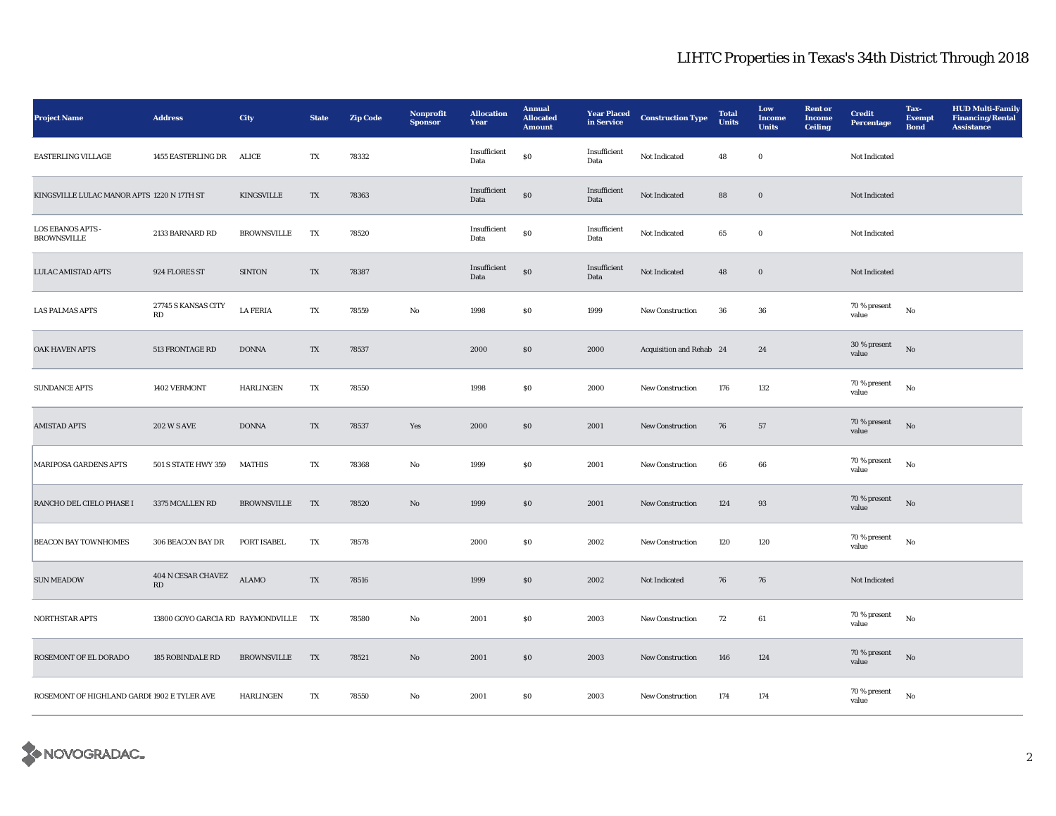## LIHTC Properties in Texas's 34th District Through 2018

| Project Name | Address | City | State | Zip Code | Nonprofit Sponsor | Allocation Year | Annual Allocated Amount | Year Placed in Service | Construction Type | Total Units | Low Income Units | Rent or Income Ceiling | Credit Percentage | Tax-Exempt Bond | HUD Multi-Family Financing/Rental Assistance |
|---|---|---|---|---|---|---|---|---|---|---|---|---|---|---|---|
| EASTERLING VILLAGE | 1455 EASTERLING DR | ALICE | TX | 78332 | | Insufficient Data | $0 | Insufficient Data | Not Indicated | 48 | 0 | | Not Indicated | | |
| KINGSVILLE LULAC MANOR APTS | 1220 N 17TH ST | KINGSVILLE | TX | 78363 | | Insufficient Data | $0 | Insufficient Data | Not Indicated | 88 | 0 | | Not Indicated | | |
| LOS EBANOS APTS - BROWNSVILLE | 2133 BARNARD RD | BROWNSVILLE | TX | 78520 | | Insufficient Data | $0 | Insufficient Data | Not Indicated | 65 | 0 | | Not Indicated | | |
| LULAC AMISTAD APTS | 924 FLORES ST | SINTON | TX | 78387 | | Insufficient Data | $0 | Insufficient Data | Not Indicated | 48 | 0 | | Not Indicated | | |
| LAS PALMAS APTS | 27745 S KANSAS CITY RD | LA FERIA | TX | 78559 | No | 1998 | $0 | 1999 | New Construction | 36 | 36 | | 70 % present value | No | |
| OAK HAVEN APTS | 513 FRONTAGE RD | DONNA | TX | 78537 | | 2000 | $0 | 2000 | Acquisition and Rehab | 24 | 24 | | 30 % present value | No | |
| SUNDANCE APTS | 1402 VERMONT | HARLINGEN | TX | 78550 | | 1998 | $0 | 2000 | New Construction | 176 | 132 | | 70 % present value | No | |
| AMISTAD APTS | 202 W S AVE | DONNA | TX | 78537 | Yes | 2000 | $0 | 2001 | New Construction | 76 | 57 | | 70 % present value | No | |
| MARIPOSA GARDENS APTS | 501 S STATE HWY 359 | MATHIS | TX | 78368 | No | 1999 | $0 | 2001 | New Construction | 66 | 66 | | 70 % present value | No | |
| RANCHO DEL CIELO PHASE I | 3375 MCALLEN RD | BROWNSVILLE | TX | 78520 | No | 1999 | $0 | 2001 | New Construction | 124 | 93 | | 70 % present value | No | |
| BEACON BAY TOWNHOMES | 306 BEACON BAY DR | PORT ISABEL | TX | 78578 | | 2000 | $0 | 2002 | New Construction | 120 | 120 | | 70 % present value | No | |
| SUN MEADOW | 404 N CESAR CHAVEZ RD | ALAMO | TX | 78516 | | 1999 | $0 | 2002 | Not Indicated | 76 | 76 | | Not Indicated | | |
| NORTHSTAR APTS | 13800 GOYO GARCIA RD | RAYMONDVILLE | TX | 78580 | No | 2001 | $0 | 2003 | New Construction | 72 | 61 | | 70 % present value | No | |
| ROSEMONT OF EL DORADO | 185 ROBINDALE RD | BROWNSVILLE | TX | 78521 | No | 2001 | $0 | 2003 | New Construction | 146 | 124 | | 70 % present value | No | |
| ROSEMONT OF HIGHLAND GARDI | 1902 E TYLER AVE | HARLINGEN | TX | 78550 | No | 2001 | $0 | 2003 | New Construction | 174 | 174 | | 70 % present value | No | |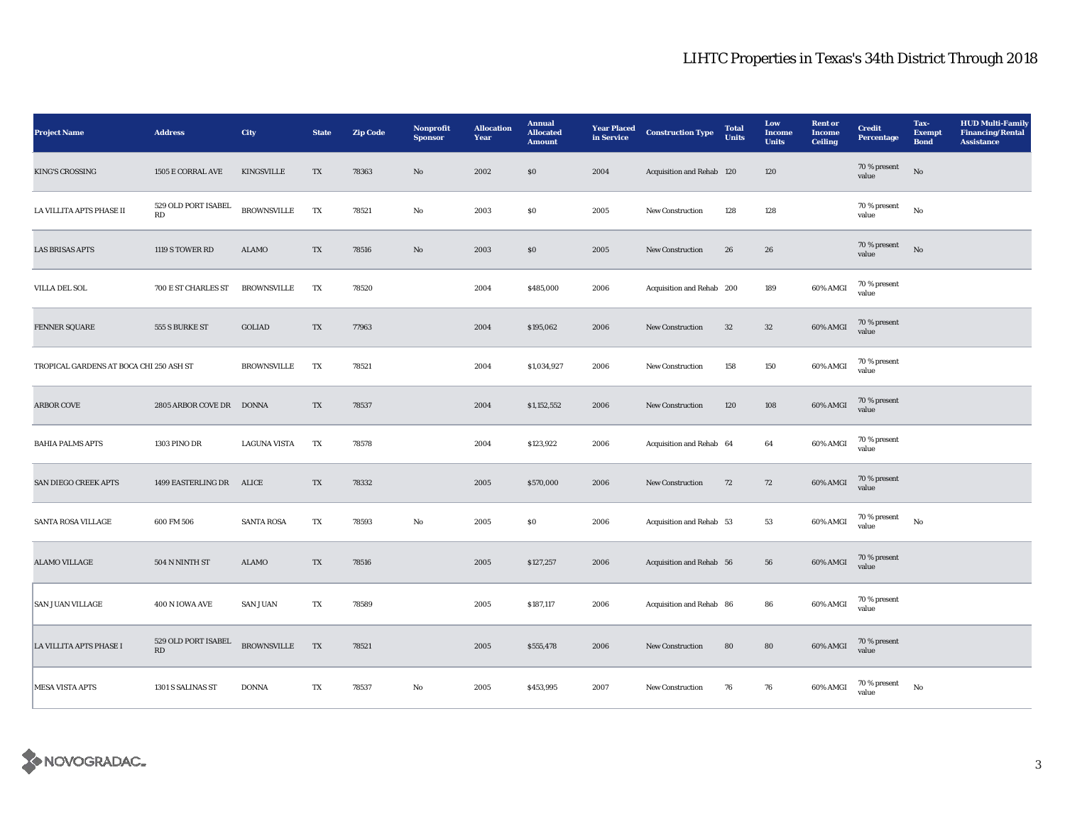# LIHTC Properties in Texas's 34th District Through 2018

| Project Name | Address | City | State | Zip Code | Nonprofit Sponsor | Allocation Year | Annual Allocated Amount | Year Placed in Service | Construction Type | Total Units | Low Income Units | Rent or Income Ceiling | Credit Percentage | Tax-Exempt Bond | HUD Multi-Family Financing/Rental Assistance |
|---|---|---|---|---|---|---|---|---|---|---|---|---|---|---|---|
| KING'S CROSSING | 1505 E CORRAL AVE | KINGSVILLE | TX | 78363 | No | 2002 | $0 | 2004 | Acquisition and Rehab | 120 | 120 | | 70 % present value | No | |
| LA VILLITA APTS PHASE II | 529 OLD PORT ISABEL RD | BROWNSVILLE | TX | 78521 | No | 2003 | $0 | 2005 | New Construction | 128 | 128 | | 70 % present value | No | |
| LAS BRISAS APTS | 1119 S TOWER RD | ALAMO | TX | 78516 | No | 2003 | $0 | 2005 | New Construction | 26 | 26 | | 70 % present value | No | |
| VILLA DEL SOL | 700 E ST CHARLES ST | BROWNSVILLE | TX | 78520 | | 2004 | $485,000 | 2006 | Acquisition and Rehab | 200 | 189 | 60% AMGI | 70 % present value | | |
| FENNER SQUARE | 555 S BURKE ST | GOLIAD | TX | 77963 | | 2004 | $195,062 | 2006 | New Construction | 32 | 32 | 60% AMGI | 70 % present value | | |
| TROPICAL GARDENS AT BOCA CHI | 250 ASH ST | BROWNSVILLE | TX | 78521 | | 2004 | $1,034,927 | 2006 | New Construction | 158 | 150 | 60% AMGI | 70 % present value | | |
| ARBOR COVE | 2805 ARBOR COVE DR | DONNA | TX | 78537 | | 2004 | $1,152,552 | 2006 | New Construction | 120 | 108 | 60% AMGI | 70 % present value | | |
| BAHIA PALMS APTS | 1303 PINO DR | LAGUNA VISTA | TX | 78578 | | 2004 | $123,922 | 2006 | Acquisition and Rehab | 64 | 64 | 60% AMGI | 70 % present value | | |
| SAN DIEGO CREEK APTS | 1499 EASTERLING DR | ALICE | TX | 78332 | | 2005 | $570,000 | 2006 | New Construction | 72 | 72 | 60% AMGI | 70 % present value | | |
| SANTA ROSA VILLAGE | 600 FM 506 | SANTA ROSA | TX | 78593 | No | 2005 | $0 | 2006 | Acquisition and Rehab | 53 | 53 | 60% AMGI | 70 % present value | No | |
| ALAMO VILLAGE | 504 N NINTH ST | ALAMO | TX | 78516 | | 2005 | $127,257 | 2006 | Acquisition and Rehab | 56 | 56 | 60% AMGI | 70 % present value | | |
| SAN JUAN VILLAGE | 400 N IOWA AVE | SAN JUAN | TX | 78589 | | 2005 | $187,117 | 2006 | Acquisition and Rehab | 86 | 86 | 60% AMGI | 70 % present value | | |
| LA VILLITA APTS PHASE I | 529 OLD PORT ISABEL RD | BROWNSVILLE | TX | 78521 | | 2005 | $555,478 | 2006 | New Construction | 80 | 80 | 60% AMGI | 70 % present value | | |
| MESA VISTA APTS | 1301 S SALINAS ST | DONNA | TX | 78537 | No | 2005 | $453,995 | 2007 | New Construction | 76 | 76 | 60% AMGI | 70 % present value | No | |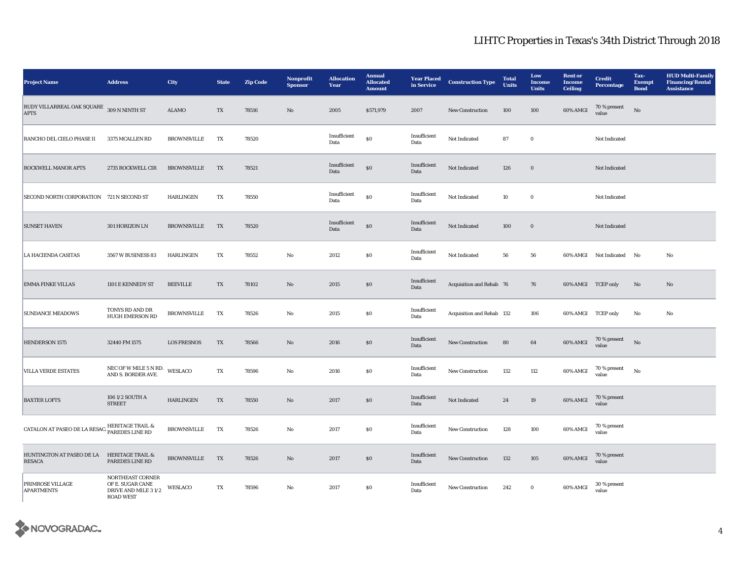## LIHTC Properties in Texas's 34th District Through 2018

| Project Name | Address | City | State | Zip Code | Nonprofit Sponsor | Allocation Year | Annual Allocated Amount | Year Placed in Service | Construction Type | Total Units | Low Income Units | Rent or Income Ceiling | Credit Percentage | Tax-Exempt Bond | HUD Multi-Family Financing/Rental Assistance |
|---|---|---|---|---|---|---|---|---|---|---|---|---|---|---|---|
| RUDY VILLARREAL OAK SQUARE APTS | 309 N NINTH ST | ALAMO | TX | 78516 | No | 2005 | $571,979 | 2007 | New Construction | 100 | 100 | 60% AMGI | 70 % present value | No | |
| RANCHO DEL CIELO PHASE II | 3375 MCALLEN RD | BROWNSVILLE | TX | 78520 | | Insufficient Data | $0 | Insufficient Data | Not Indicated | 87 | 0 | | Not Indicated | | |
| ROCKWELL MANOR APTS | 2735 ROCKWELL CIR | BROWNSVILLE | TX | 78521 | | Insufficient Data | $0 | Insufficient Data | Not Indicated | 126 | 0 | | Not Indicated | | |
| SECOND NORTH CORPORATION | 721 N SECOND ST | HARLINGEN | TX | 78550 | | Insufficient Data | $0 | Insufficient Data | Not Indicated | 10 | 0 | | Not Indicated | | |
| SUNSET HAVEN | 301 HORIZON LN | BROWNSVILLE | TX | 78520 | | Insufficient Data | $0 | Insufficient Data | Not Indicated | 100 | 0 | | Not Indicated | | |
| LA HACIENDA CASITAS | 3567 W BUSINESS 83 | HARLINGEN | TX | 78552 | No | 2012 | $0 | Insufficient Data | Not Indicated | 56 | 56 | 60% AMGI | Not Indicated | No | No |
| EMMA FINKE VILLAS | 1101 E KENNEDY ST | BEEVILLE | TX | 78102 | No | 2015 | $0 | Insufficient Data | Acquisition and Rehab | 76 | 76 | 60% AMGI | TCEP only | No | No |
| SUNDANCE MEADOWS | TONYS RD AND DR HUGH EMERSON RD | BROWNSVILLE | TX | 78526 | No | 2015 | $0 | Insufficient Data | Acquisition and Rehab | 132 | 106 | 60% AMGI | TCEP only | No | No |
| HENDERSON 1575 | 32440 FM 1575 | LOS FRESNOS | TX | 78566 | No | 2016 | $0 | Insufficient Data | New Construction | 80 | 64 | 60% AMGI | 70 % present value | No | |
| VILLA VERDE ESTATES | NEC OF W MILE 5 N RD. AND S. BORDER AVE. | WESLACO | TX | 78596 | No | 2016 | $0 | Insufficient Data | New Construction | 132 | 112 | 60% AMGI | 70 % present value | No | |
| BAXTER LOFTS | 106 1/2 SOUTH A STREET | HARLINGEN | TX | 78550 | No | 2017 | $0 | Insufficient Data | Not Indicated | 24 | 19 | 60% AMGI | 70 % present value | | |
| CATALON AT PASEO DE LA RESACA | HERITAGE TRAIL & PAREDES LINE RD | BROWNSVILLE | TX | 78526 | No | 2017 | $0 | Insufficient Data | New Construction | 128 | 100 | 60% AMGI | 70 % present value | | |
| HUNTINGTON AT PASEO DE LA RESACA | HERITAGE TRAIL & PAREDES LINE RD | BROWNSVILLE | TX | 78526 | No | 2017 | $0 | Insufficient Data | New Construction | 132 | 105 | 60% AMGI | 70 % present value | | |
| PRIMROSE VILLAGE APARTMENTS | NORTHEAST CORNER OF E. SUGAR CANE DRIVE AND MILE 3 1/2 ROAD WEST | WESLACO | TX | 78596 | No | 2017 | $0 | Insufficient Data | New Construction | 242 | 0 | 60% AMGI | 30 % present value | | |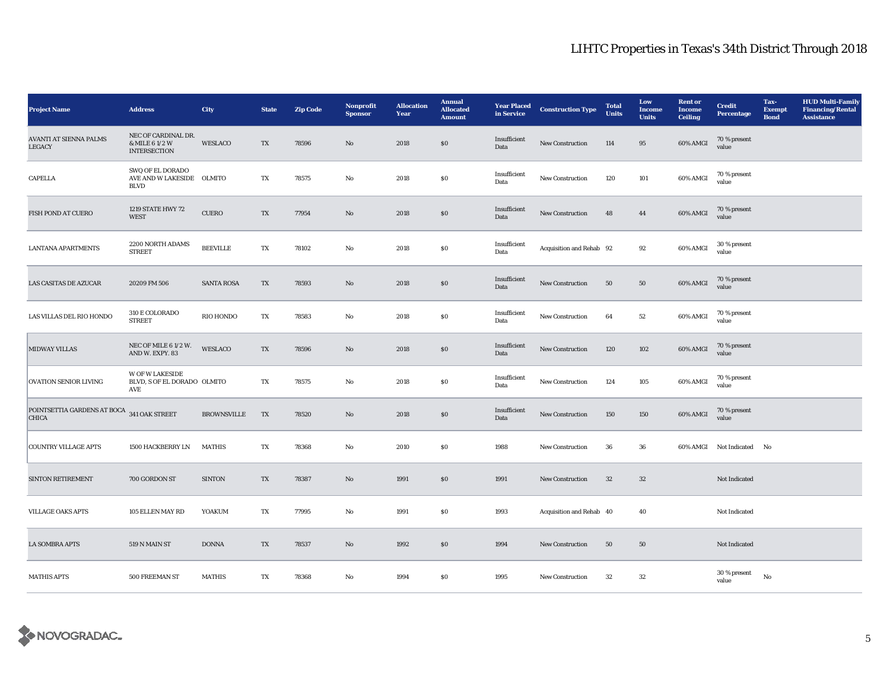# LIHTC Properties in Texas's 34th District Through 2018

| Project Name | Address | City | State | Zip Code | Nonprofit Sponsor | Allocation Year | Annual Allocated Amount | Year Placed in Service | Construction Type | Total Units | Low Income Units | Rent or Income Ceiling | Credit Percentage | Tax-Exempt Bond | HUD Multi-Family Financing/Rental Assistance |
|---|---|---|---|---|---|---|---|---|---|---|---|---|---|---|---|
| AVANTI AT SIENNA PALMS LEGACY | NEC OF CARDINAL DR. & MILE 6 1/2 W INTERSECTION | WESLACO | TX | 78596 | No | 2018 | $0 | Insufficient Data | New Construction | 114 | 95 | 60% AMGI | 70 % present value | | |
| CAPELLA | SWQ OF EL DORADO AVE AND W LAKESIDE BLVD | OLMITO | TX | 78575 | No | 2018 | $0 | Insufficient Data | New Construction | 120 | 101 | 60% AMGI | 70 % present value | | |
| FISH POND AT CUERO | 1219 STATE HWY 72 WEST | CUERO | TX | 77954 | No | 2018 | $0 | Insufficient Data | New Construction | 48 | 44 | 60% AMGI | 70 % present value | | |
| LANTANA APARTMENTS | 2200 NORTH ADAMS STREET | BEEVILLE | TX | 78102 | No | 2018 | $0 | Insufficient Data | Acquisition and Rehab | 92 | 92 | 60% AMGI | 30 % present value | | |
| LAS CASITAS DE AZUCAR | 20209 FM 506 | SANTA ROSA | TX | 78593 | No | 2018 | $0 | Insufficient Data | New Construction | 50 | 50 | 60% AMGI | 70 % present value | | |
| LAS VILLAS DEL RIO HONDO | 310 E COLORADO STREET | RIO HONDO | TX | 78583 | No | 2018 | $0 | Insufficient Data | New Construction | 64 | 52 | 60% AMGI | 70 % present value | | |
| MIDWAY VILLAS | NEC OF MILE 6 1/2 W. AND W. EXPY. 83 | WESLACO | TX | 78596 | No | 2018 | $0 | Insufficient Data | New Construction | 120 | 102 | 60% AMGI | 70 % present value | | |
| OVATION SENIOR LIVING | W OF W LAKESIDE BLVD, S OF EL DORADO AVE | OLMITO | TX | 78575 | No | 2018 | $0 | Insufficient Data | New Construction | 124 | 105 | 60% AMGI | 70 % present value | | |
| POINTSETTIA GARDENS AT BOCA CHICA | 341 OAK STREET | BROWNSVILLE | TX | 78520 | No | 2018 | $0 | Insufficient Data | New Construction | 150 | 150 | 60% AMGI | 70 % present value | | |
| COUNTRY VILLAGE APTS | 1500 HACKBERRY LN | MATHIS | TX | 78368 | No | 2010 | $0 | 1988 | New Construction | 36 | 36 | 60% AMGI | Not Indicated | No | |
| SINTON RETIREMENT | 700 GORDON ST | SINTON | TX | 78387 | No | 1991 | $0 | 1991 | New Construction | 32 | 32 | | Not Indicated | | |
| VILLAGE OAKS APTS | 105 ELLEN MAY RD | YOAKUM | TX | 77995 | No | 1991 | $0 | 1993 | Acquisition and Rehab | 40 | 40 | | Not Indicated | | |
| LA SOMBRA APTS | 519 N MAIN ST | DONNA | TX | 78537 | No | 1992 | $0 | 1994 | New Construction | 50 | 50 | | Not Indicated | | |
| MATHIS APTS | 500 FREEMAN ST | MATHIS | TX | 78368 | No | 1994 | $0 | 1995 | New Construction | 32 | 32 | | 30 % present value | No | |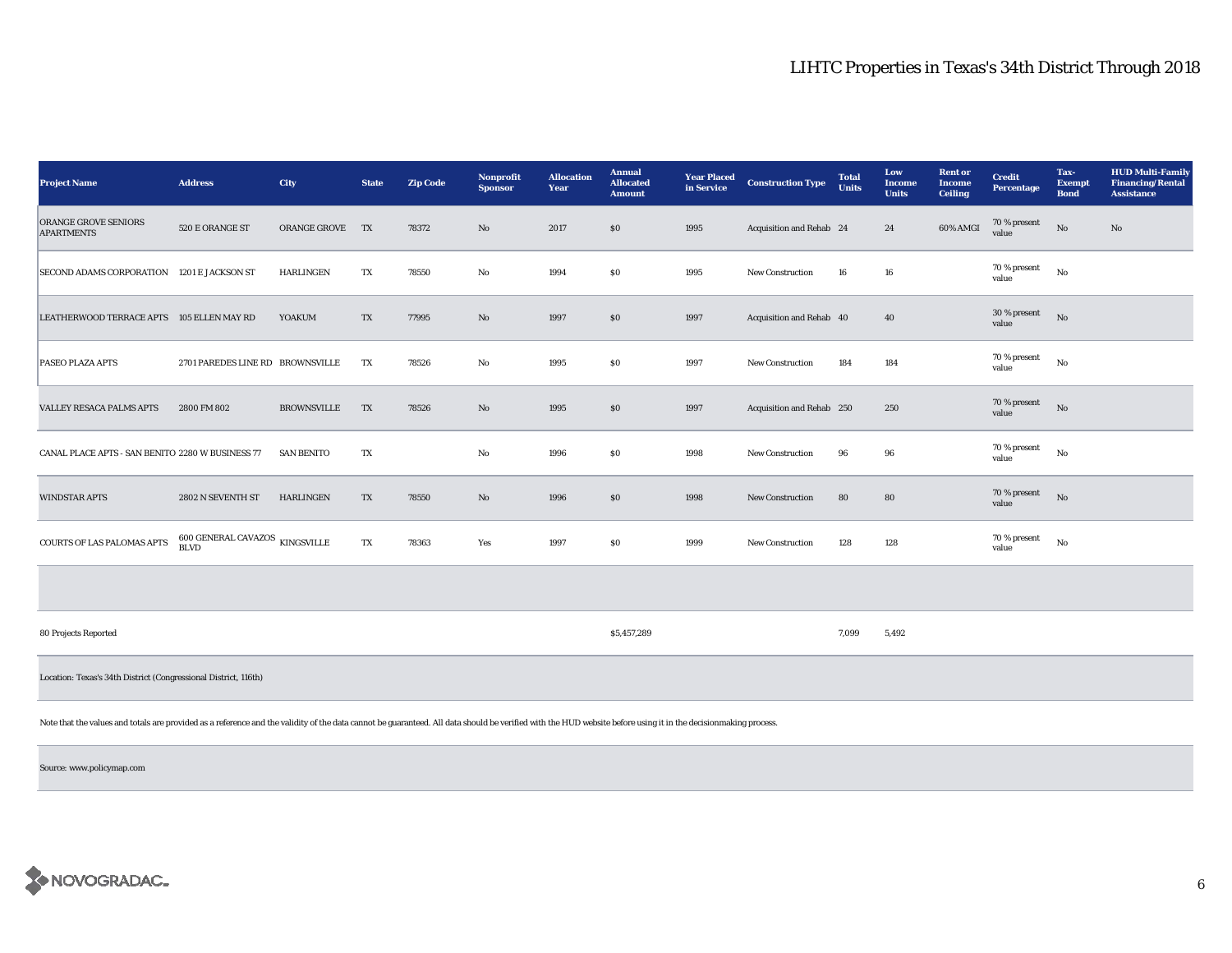# LIHTC Properties in Texas's 34th District Through 2018

| Project Name | Address | City | State | Zip Code | Nonprofit Sponsor | Allocation Year | Annual Allocated Amount | Year Placed in Service | Construction Type | Total Units | Low Income Units | Rent or Income Ceiling | Credit Percentage | Tax-Exempt Bond | HUD Multi-Family Financing/Rental Assistance |
|---|---|---|---|---|---|---|---|---|---|---|---|---|---|---|---|
| ORANGE GROVE SENIORS APARTMENTS | 520 E ORANGE ST | ORANGE GROVE | TX | 78372 | No | 2017 | $0 | 1995 | Acquisition and Rehab | 24 | 24 | 60% AMGI | 70 % present value | No | No |
| SECOND ADAMS CORPORATION | 1201 E JACKSON ST | HARLINGEN | TX | 78550 | No | 1994 | $0 | 1995 | New Construction | 16 | 16 | | 70 % present value | No | |
| LEATHERWOOD TERRACE APTS | 105 ELLEN MAY RD | YOAKUM | TX | 77995 | No | 1997 | $0 | 1997 | Acquisition and Rehab | 40 | 40 | | 30 % present value | No | |
| PASEO PLAZA APTS | 2701 PAREDES LINE RD | BROWNSVILLE | TX | 78526 | No | 1995 | $0 | 1997 | New Construction | 184 | 184 | | 70 % present value | No | |
| VALLEY RESACA PALMS APTS | 2800 FM 802 | BROWNSVILLE | TX | 78526 | No | 1995 | $0 | 1997 | Acquisition and Rehab | 250 | 250 | | 70 % present value | No | |
| CANAL PLACE APTS - SAN BENITO | 2280 W BUSINESS 77 | SAN BENITO | TX | | No | 1996 | $0 | 1998 | New Construction | 96 | 96 | | 70 % present value | No | |
| WINDSTAR APTS | 2802 N SEVENTH ST | HARLINGEN | TX | 78550 | No | 1996 | $0 | 1998 | New Construction | 80 | 80 | | 70 % present value | No | |
| COURTS OF LAS PALOMAS APTS | 600 GENERAL CAVAZOS BLVD | KINGSVILLE | TX | 78363 | Yes | 1997 | $0 | 1999 | New Construction | 128 | 128 | | 70 % present value | No | |
| | | | | | | | | | | | | | | | |
| 80 Projects Reported | | | | | | | $5,457,289 | | | 7,099 | 5,492 | | | | |

Location: Texas's 34th District (Congressional District, 116th)

Note that the values and totals are provided as a reference and the validity of the data cannot be guaranteed. All data should be verified with the HUD website before using it in the decisionmaking process.

Source: www.policymap.com